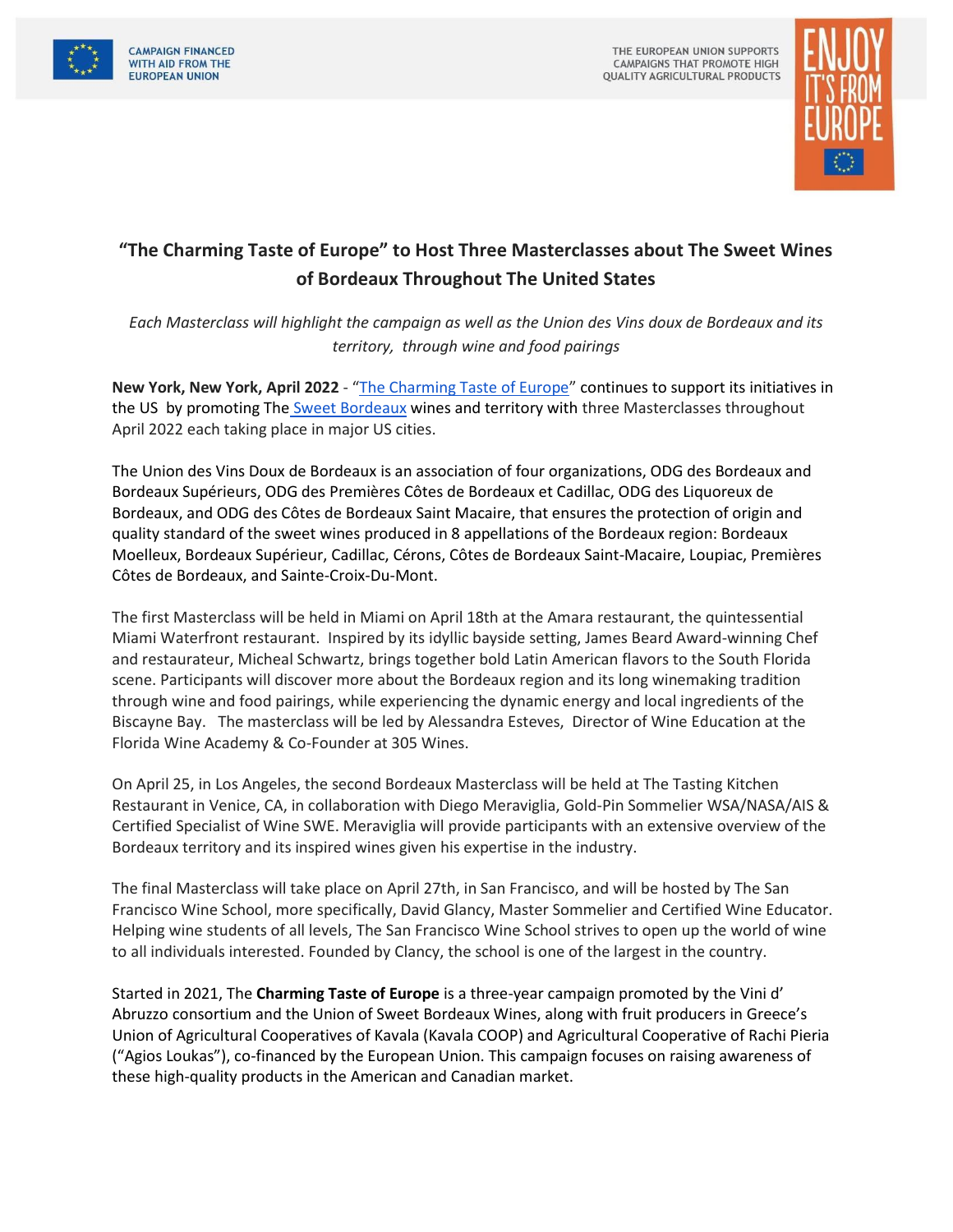CAMPAIGN FINANCED WITH AID FROM THE EUROPEAN UNION

THE EUROPEAN UNION SUPPORTS CAMPAIGNS THAT PROMOTE HIGH QUALITY AGRICULTURAL PRODUCTS

ENJOY IT'S FROM EUROPE

# “The Charming Taste of Europe” to Host Three Masterclasses about The Sweet Wines of Bordeaux Throughout The United States

*Each Masterclass will highlight the campaign as well as the Union des Vins doux de Bordeaux and its territory, through wine and food pairings*

**New York, New York, April 2022** - “The Charming Taste of Europe” continues to support its initiatives in the US by promoting The Sweet Bordeaux wines and territory with three Masterclasses throughout April 2022 each taking place in major US cities.

The Union des Vins Doux de Bordeaux is an association of four organizations, ODG des Bordeaux and Bordeaux Supérieurs, ODG des Premières Côtes de Bordeaux et Cadillac, ODG des Liquoreux de Bordeaux, and ODG des Côtes de Bordeaux Saint Macaire, that ensures the protection of origin and quality standard of the sweet wines produced in 8 appellations of the Bordeaux region: Bordeaux Moelleux, Bordeaux Supérieur, Cadillac, Cérons, Côtes de Bordeaux Saint-Macaire, Loupiac, Premières Côtes de Bordeaux, and Sainte-Croix-Du-Mont.

The first Masterclass will be held in Miami on April 18th at the Amara restaurant, the quintessential Miami Waterfront restaurant. Inspired by its idyllic bayside setting, James Beard Award-winning Chef and restaurateur, Micheal Schwartz, brings together bold Latin American flavors to the South Florida scene. Participants will discover more about the Bordeaux region and its long winemaking tradition through wine and food pairings, while experiencing the dynamic energy and local ingredients of the Biscayne Bay. The masterclass will be led by Alessandra Esteves, Director of Wine Education at the Florida Wine Academy & Co-Founder at 305 Wines.

On April 25, in Los Angeles, the second Bordeaux Masterclass will be held at The Tasting Kitchen Restaurant in Venice, CA, in collaboration with Diego Meraviglia, Gold-Pin Sommelier WSA/NASA/AIS & Certified Specialist of Wine SWE. Meraviglia will provide participants with an extensive overview of the Bordeaux territory and its inspired wines given his expertise in the industry.

The final Masterclass will take place on April 27th, in San Francisco, and will be hosted by The San Francisco Wine School, more specifically, David Glancy, Master Sommelier and Certified Wine Educator. Helping wine students of all levels, The San Francisco Wine School strives to open up the world of wine to all individuals interested. Founded by Clancy, the school is one of the largest in the country.

Started in 2021, The **Charming Taste of Europe** is a three-year campaign promoted by the Vini d’ Abruzzo consortium and the Union of Sweet Bordeaux Wines, along with fruit producers in Greece’s Union of Agricultural Cooperatives of Kavala (Kavala COOP) and Agricultural Cooperative of Rachi Pieria (“Agios Loukas”), co-financed by the European Union. This campaign focuses on raising awareness of these high-quality products in the American and Canadian market.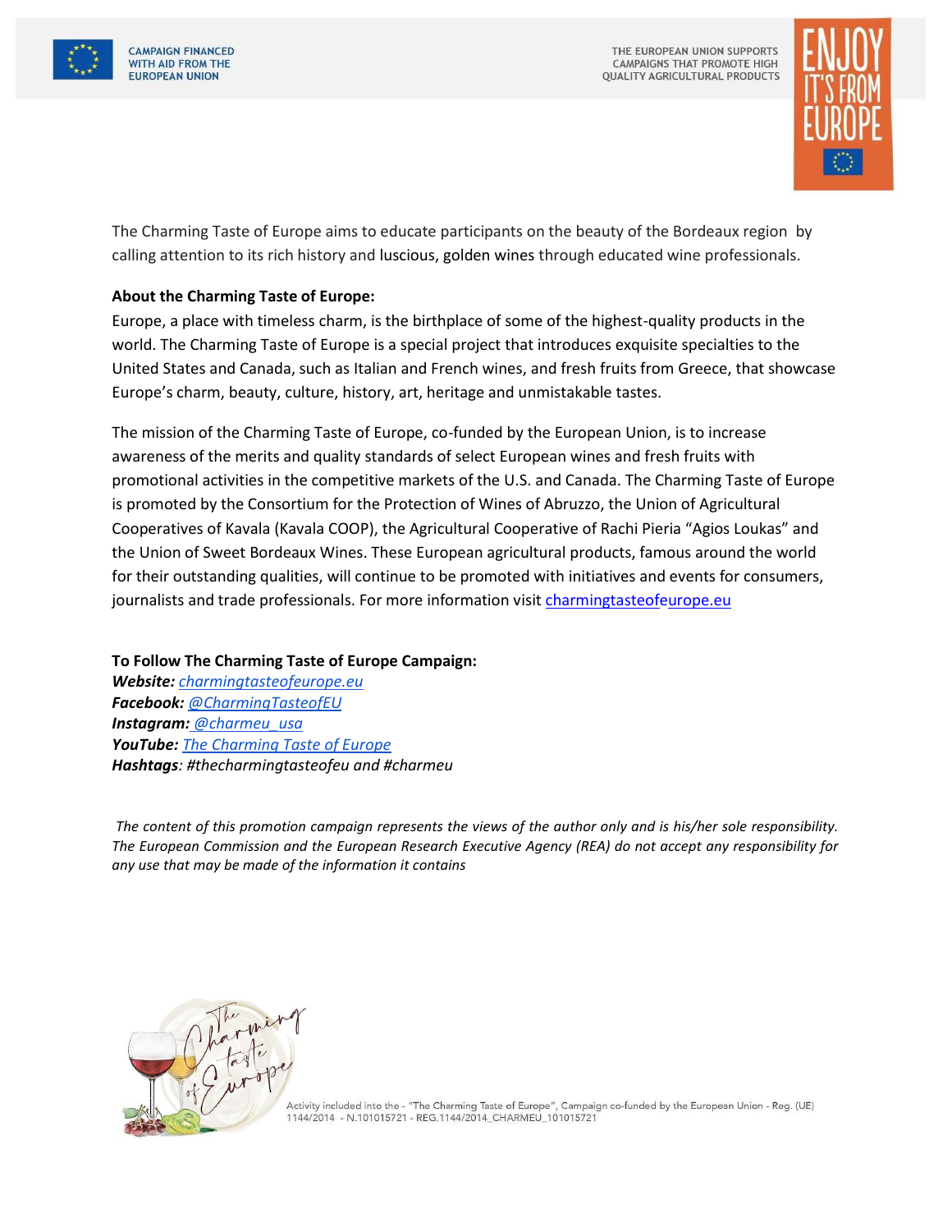CAMPAIGN FINANCED WITH AID FROM THE EUROPEAN UNION

THE EUROPEAN UNION SUPPORTS CAMPAIGNS THAT PROMOTE HIGH QUALITY AGRICULTURAL PRODUCTS

ENJOY IT'S FROM EUROPE

The Charming Taste of Europe aims to educate participants on the beauty of the Bordeaux region by calling attention to its rich history and luscious, golden wines through educated wine professionals.

**About the Charming Taste of Europe:**

Europe, a place with timeless charm, is the birthplace of some of the highest-quality products in the world. The Charming Taste of Europe is a special project that introduces exquisite specialties to the United States and Canada, such as Italian and French wines, and fresh fruits from Greece, that showcase Europe's charm, beauty, culture, history, art, heritage and unmistakable tastes.

The mission of the Charming Taste of Europe, co-funded by the European Union, is to increase awareness of the merits and quality standards of select European wines and fresh fruits with promotional activities in the competitive markets of the U.S. and Canada. The Charming Taste of Europe is promoted by the Consortium for the Protection of Wines of Abruzzo, the Union of Agricultural Cooperatives of Kavala (Kavala COOP), the Agricultural Cooperative of Rachi Pieria "Agios Loukas" and the Union of Sweet Bordeaux Wines. These European agricultural products, famous around the world for their outstanding qualities, will continue to be promoted with initiatives and events for consumers, journalists and trade professionals. For more information visit charmingtasteofeurope.eu

**To Follow The Charming Taste of Europe Campaign:**

***Website:*** *charmingtasteofeurope.eu*
***Facebook:*** *@CharmingTasteofEU*
***Instagram:*** *@charmeu_usa*
***YouTube:*** *The Charming Taste of Europe*
***Hashtags****: #thecharmingtasteofeu and #charmeu*

*The content of this promotion campaign represents the views of the author only and is his/her sole responsibility. The European Commission and the European Research Executive Agency (REA) do not accept any responsibility for any use that may be made of the information it contains*

Activity included into the - "The Charming Taste of Europe", Campaign co-funded by the European Union - Reg. (UE) 1144/2014 - N.101015721 - REG.1144/2014_CHARMEU_101015721